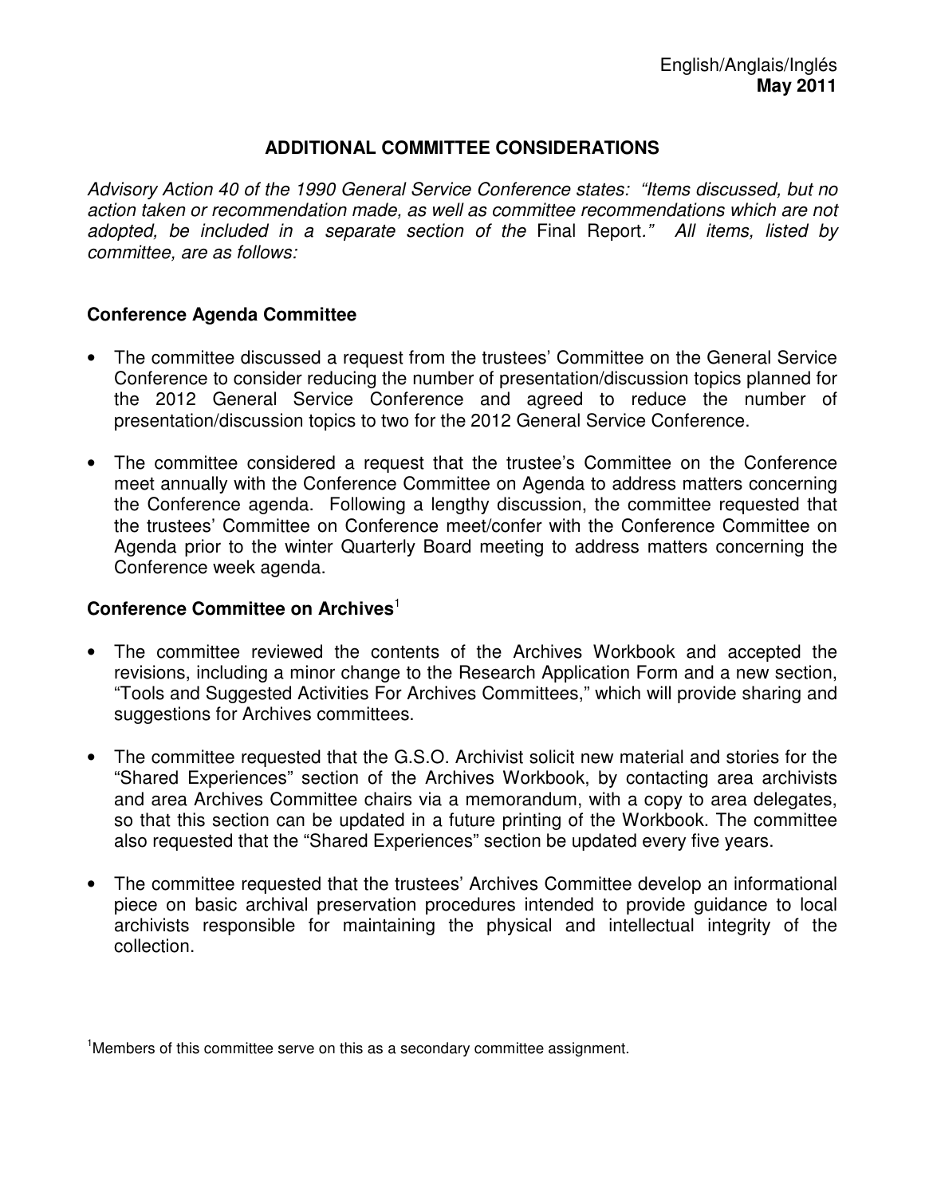English/Anglais/Inglés
**May 2011**

# ADDITIONAL COMMITTEE CONSIDERATIONS

*Advisory Action 40 of the 1990 General Service Conference states: "Items discussed, but no action taken or recommendation made, as well as committee recommendations which are not adopted, be included in a separate section of the* Final Report*." All items, listed by committee, are as follows:*

## Conference Agenda Committee

- The committee discussed a request from the trustees' Committee on the General Service Conference to consider reducing the number of presentation/discussion topics planned for the 2012 General Service Conference and agreed to reduce the number of presentation/discussion topics to two for the 2012 General Service Conference.

- The committee considered a request that the trustee's Committee on the Conference meet annually with the Conference Committee on Agenda to address matters concerning the Conference agenda. Following a lengthy discussion, the committee requested that the trustees' Committee on Conference meet/confer with the Conference Committee on Agenda prior to the winter Quarterly Board meeting to address matters concerning the Conference week agenda.

## Conference Committee on Archives[1]

- The committee reviewed the contents of the Archives Workbook and accepted the revisions, including a minor change to the Research Application Form and a new section, "Tools and Suggested Activities For Archives Committees," which will provide sharing and suggestions for Archives committees.

- The committee requested that the G.S.O. Archivist solicit new material and stories for the "Shared Experiences" section of the Archives Workbook, by contacting area archivists and area Archives Committee chairs via a memorandum, with a copy to area delegates, so that this section can be updated in a future printing of the Workbook. The committee also requested that the "Shared Experiences" section be updated every five years.

- The committee requested that the trustees' Archives Committee develop an informational piece on basic archival preservation procedures intended to provide guidance to local archivists responsible for maintaining the physical and intellectual integrity of the collection.

[1] Members of this committee serve on this as a secondary committee assignment.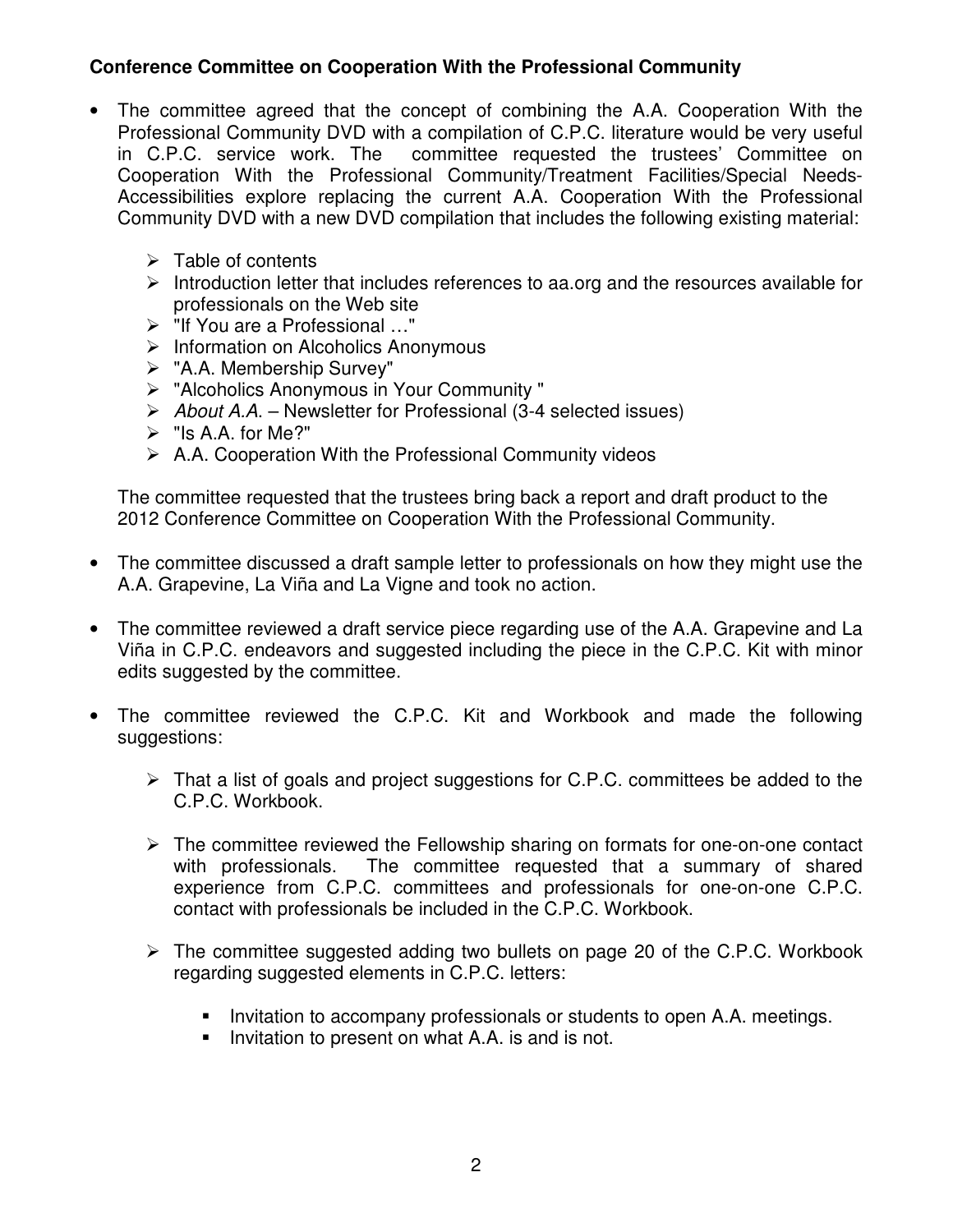**Conference Committee on Cooperation With the Professional Community**

- The committee agreed that the concept of combining the A.A. Cooperation With the Professional Community DVD with a compilation of C.P.C. literature would be very useful in C.P.C. service work. The committee requested the trustees' Committee on Cooperation With the Professional Community/Treatment Facilities/Special Needs-Accessibilities explore replacing the current A.A. Cooperation With the Professional Community DVD with a new DVD compilation that includes the following existing material:

  - Table of contents
  - Introduction letter that includes references to aa.org and the resources available for professionals on the Web site
  - "If You are a Professional …"
  - Information on Alcoholics Anonymous
  - "A.A. Membership Survey"
  - "Alcoholics Anonymous in Your Community "
  - *About A.A.* – Newsletter for Professional (3-4 selected issues)
  - "Is A.A. for Me?"
  - A.A. Cooperation With the Professional Community videos

  The committee requested that the trustees bring back a report and draft product to the 2012 Conference Committee on Cooperation With the Professional Community.

- The committee discussed a draft sample letter to professionals on how they might use the A.A. Grapevine, La Viña and La Vigne and took no action.

- The committee reviewed a draft service piece regarding use of the A.A. Grapevine and La Viña in C.P.C. endeavors and suggested including the piece in the C.P.C. Kit with minor edits suggested by the committee.

- The committee reviewed the C.P.C. Kit and Workbook and made the following suggestions:

  - That a list of goals and project suggestions for C.P.C. committees be added to the C.P.C. Workbook.

  - The committee reviewed the Fellowship sharing on formats for one-on-one contact with professionals. The committee requested that a summary of shared experience from C.P.C. committees and professionals for one-on-one C.P.C. contact with professionals be included in the C.P.C. Workbook.

  - The committee suggested adding two bullets on page 20 of the C.P.C. Workbook regarding suggested elements in C.P.C. letters:

    - Invitation to accompany professionals or students to open A.A. meetings.
    - Invitation to present on what A.A. is and is not.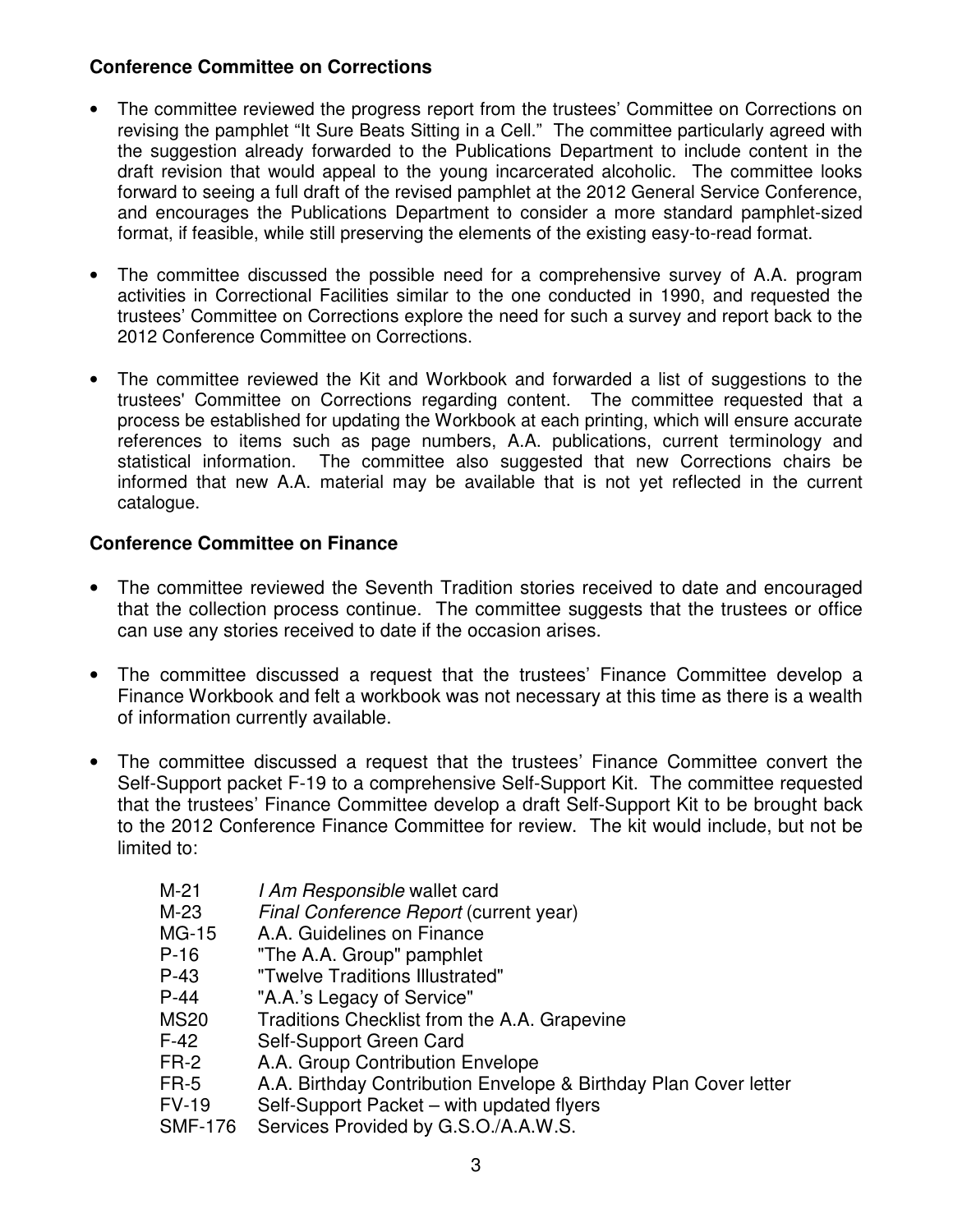**Conference Committee on Corrections**

- The committee reviewed the progress report from the trustees' Committee on Corrections on revising the pamphlet "It Sure Beats Sitting in a Cell." The committee particularly agreed with the suggestion already forwarded to the Publications Department to include content in the draft revision that would appeal to the young incarcerated alcoholic. The committee looks forward to seeing a full draft of the revised pamphlet at the 2012 General Service Conference, and encourages the Publications Department to consider a more standard pamphlet-sized format, if feasible, while still preserving the elements of the existing easy-to-read format.

- The committee discussed the possible need for a comprehensive survey of A.A. program activities in Correctional Facilities similar to the one conducted in 1990, and requested the trustees' Committee on Corrections explore the need for such a survey and report back to the 2012 Conference Committee on Corrections.

- The committee reviewed the Kit and Workbook and forwarded a list of suggestions to the trustees' Committee on Corrections regarding content. The committee requested that a process be established for updating the Workbook at each printing, which will ensure accurate references to items such as page numbers, A.A. publications, current terminology and statistical information. The committee also suggested that new Corrections chairs be informed that new A.A. material may be available that is not yet reflected in the current catalogue.

**Conference Committee on Finance**

- The committee reviewed the Seventh Tradition stories received to date and encouraged that the collection process continue. The committee suggests that the trustees or office can use any stories received to date if the occasion arises.

- The committee discussed a request that the trustees' Finance Committee develop a Finance Workbook and felt a workbook was not necessary at this time as there is a wealth of information currently available.

- The committee discussed a request that the trustees' Finance Committee convert the Self-Support packet F-19 to a comprehensive Self-Support Kit. The committee requested that the trustees' Finance Committee develop a draft Self-Support Kit to be brought back to the 2012 Conference Finance Committee for review. The kit would include, but not be limited to:

  M-21 *I Am Responsible* wallet card
  M-23 *Final Conference Report* (current year)
  MG-15 A.A. Guidelines on Finance
  P-16 "The A.A. Group" pamphlet
  P-43 "Twelve Traditions Illustrated"
  P-44 "A.A.'s Legacy of Service"
  MS20 Traditions Checklist from the A.A. Grapevine
  F-42 Self-Support Green Card
  FR-2 A.A. Group Contribution Envelope
  FR-5 A.A. Birthday Contribution Envelope & Birthday Plan Cover letter
  FV-19 Self-Support Packet – with updated flyers
  SMF-176 Services Provided by G.S.O./A.A.W.S.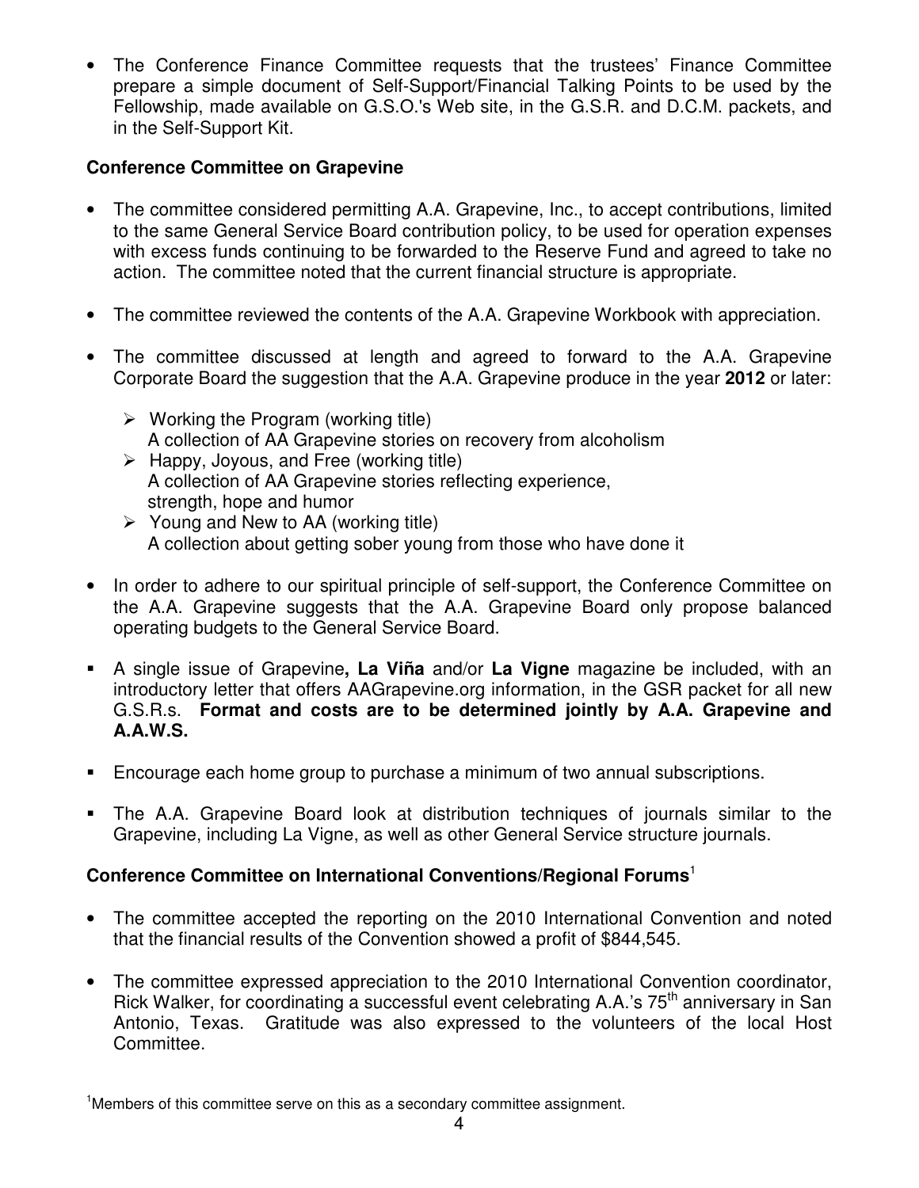- The Conference Finance Committee requests that the trustees' Finance Committee prepare a simple document of Self-Support/Financial Talking Points to be used by the Fellowship, made available on G.S.O.'s Web site, in the G.S.R. and D.C.M. packets, and in the Self-Support Kit.

**Conference Committee on Grapevine**

- The committee considered permitting A.A. Grapevine, Inc., to accept contributions, limited to the same General Service Board contribution policy, to be used for operation expenses with excess funds continuing to be forwarded to the Reserve Fund and agreed to take no action. The committee noted that the current financial structure is appropriate.

- The committee reviewed the contents of the A.A. Grapevine Workbook with appreciation.

- The committee discussed at length and agreed to forward to the A.A. Grapevine Corporate Board the suggestion that the A.A. Grapevine produce in the year **2012** or later:
  - Working the Program (working title)
    A collection of AA Grapevine stories on recovery from alcoholism
  - Happy, Joyous, and Free (working title)
    A collection of AA Grapevine stories reflecting experience, strength, hope and humor
  - Young and New to AA (working title)
    A collection about getting sober young from those who have done it

- In order to adhere to our spiritual principle of self-support, the Conference Committee on the A.A. Grapevine suggests that the A.A. Grapevine Board only propose balanced operating budgets to the General Service Board.

- A single issue of Grapevine**, La Viña** and/or **La Vigne** magazine be included, with an introductory letter that offers AAGrapevine.org information, in the GSR packet for all new G.S.R.s. **Format and costs are to be determined jointly by A.A. Grapevine and A.A.W.S.**

- Encourage each home group to purchase a minimum of two annual subscriptions.

- The A.A. Grapevine Board look at distribution techniques of journals similar to the Grapevine, including La Vigne, as well as other General Service structure journals.

**Conference Committee on International Conventions/Regional Forums**[1]

- The committee accepted the reporting on the 2010 International Convention and noted that the financial results of the Convention showed a profit of $844,545.

- The committee expressed appreciation to the 2010 International Convention coordinator, Rick Walker, for coordinating a successful event celebrating A.A.'s 75th anniversary in San Antonio, Texas. Gratitude was also expressed to the volunteers of the local Host Committee.

[1]Members of this committee serve on this as a secondary committee assignment.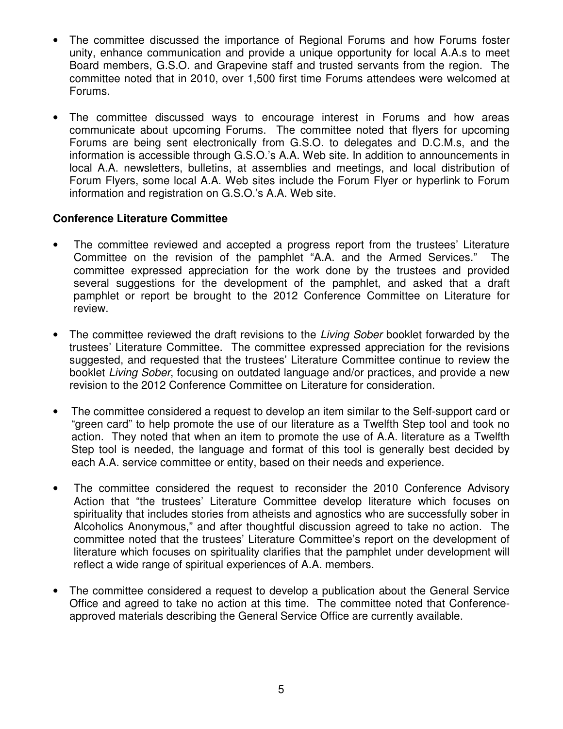- The committee discussed the importance of Regional Forums and how Forums foster unity, enhance communication and provide a unique opportunity for local A.A.s to meet Board members, G.S.O. and Grapevine staff and trusted servants from the region. The committee noted that in 2010, over 1,500 first time Forums attendees were welcomed at Forums.

- The committee discussed ways to encourage interest in Forums and how areas communicate about upcoming Forums. The committee noted that flyers for upcoming Forums are being sent electronically from G.S.O. to delegates and D.C.M.s, and the information is accessible through G.S.O.'s A.A. Web site. In addition to announcements in local A.A. newsletters, bulletins, at assemblies and meetings, and local distribution of Forum Flyers, some local A.A. Web sites include the Forum Flyer or hyperlink to Forum information and registration on G.S.O.'s A.A. Web site.

**Conference Literature Committee**

- The committee reviewed and accepted a progress report from the trustees' Literature Committee on the revision of the pamphlet "A.A. and the Armed Services." The committee expressed appreciation for the work done by the trustees and provided several suggestions for the development of the pamphlet, and asked that a draft pamphlet or report be brought to the 2012 Conference Committee on Literature for review.

- The committee reviewed the draft revisions to the *Living Sober* booklet forwarded by the trustees' Literature Committee. The committee expressed appreciation for the revisions suggested, and requested that the trustees' Literature Committee continue to review the booklet *Living Sober*, focusing on outdated language and/or practices, and provide a new revision to the 2012 Conference Committee on Literature for consideration.

- The committee considered a request to develop an item similar to the Self-support card or "green card" to help promote the use of our literature as a Twelfth Step tool and took no action. They noted that when an item to promote the use of A.A. literature as a Twelfth Step tool is needed, the language and format of this tool is generally best decided by each A.A. service committee or entity, based on their needs and experience.

- The committee considered the request to reconsider the 2010 Conference Advisory Action that "the trustees' Literature Committee develop literature which focuses on spirituality that includes stories from atheists and agnostics who are successfully sober in Alcoholics Anonymous," and after thoughtful discussion agreed to take no action. The committee noted that the trustees' Literature Committee's report on the development of literature which focuses on spirituality clarifies that the pamphlet under development will reflect a wide range of spiritual experiences of A.A. members.

- The committee considered a request to develop a publication about the General Service Office and agreed to take no action at this time. The committee noted that Conference-approved materials describing the General Service Office are currently available.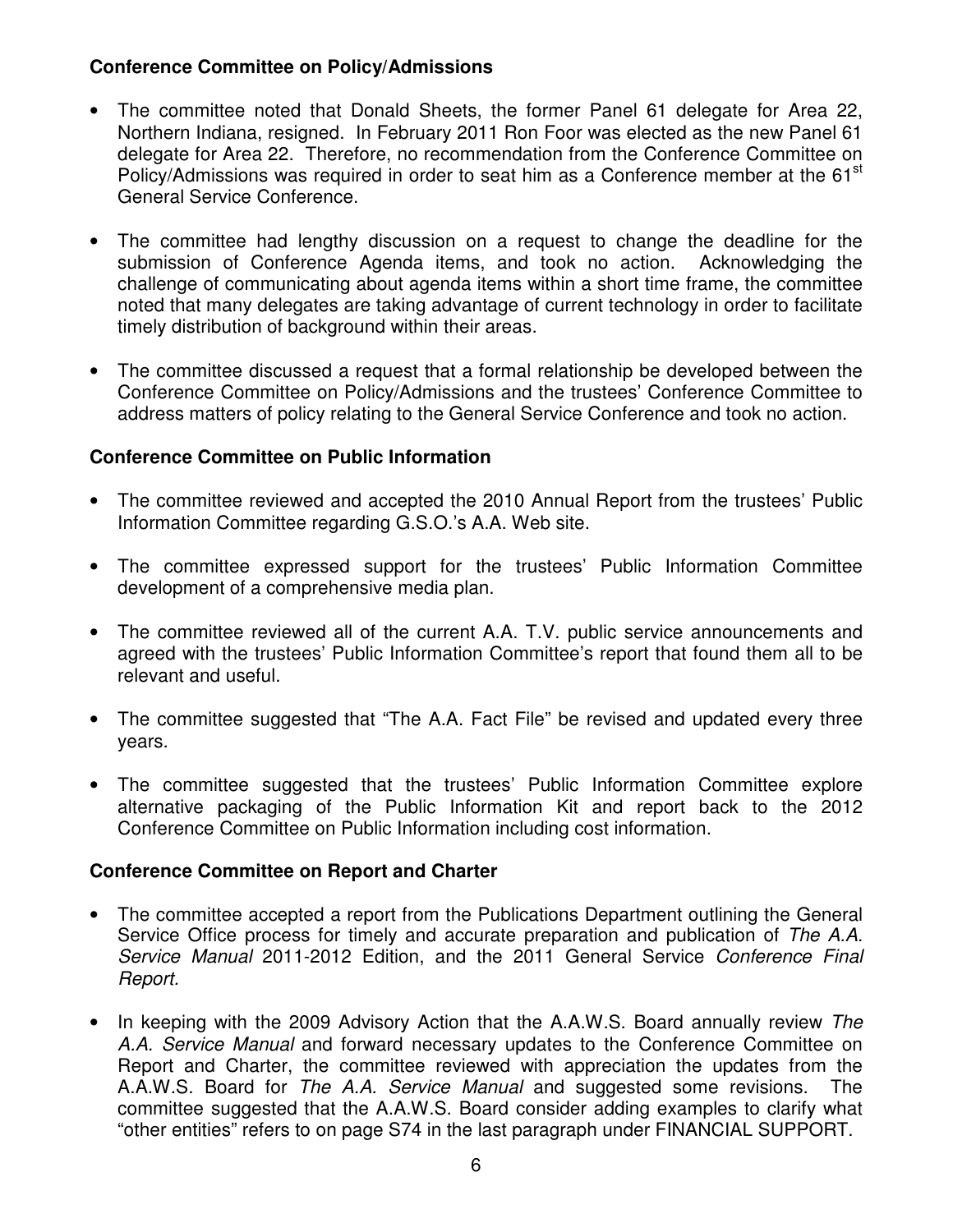**Conference Committee on Policy/Admissions**

- The committee noted that Donald Sheets, the former Panel 61 delegate for Area 22, Northern Indiana, resigned. In February 2011 Ron Foor was elected as the new Panel 61 delegate for Area 22. Therefore, no recommendation from the Conference Committee on Policy/Admissions was required in order to seat him as a Conference member at the 61st General Service Conference.

- The committee had lengthy discussion on a request to change the deadline for the submission of Conference Agenda items, and took no action. Acknowledging the challenge of communicating about agenda items within a short time frame, the committee noted that many delegates are taking advantage of current technology in order to facilitate timely distribution of background within their areas.

- The committee discussed a request that a formal relationship be developed between the Conference Committee on Policy/Admissions and the trustees' Conference Committee to address matters of policy relating to the General Service Conference and took no action.

**Conference Committee on Public Information**

- The committee reviewed and accepted the 2010 Annual Report from the trustees' Public Information Committee regarding G.S.O.'s A.A. Web site.

- The committee expressed support for the trustees' Public Information Committee development of a comprehensive media plan.

- The committee reviewed all of the current A.A. T.V. public service announcements and agreed with the trustees' Public Information Committee's report that found them all to be relevant and useful.

- The committee suggested that "The A.A. Fact File" be revised and updated every three years.

- The committee suggested that the trustees' Public Information Committee explore alternative packaging of the Public Information Kit and report back to the 2012 Conference Committee on Public Information including cost information.

**Conference Committee on Report and Charter**

- The committee accepted a report from the Publications Department outlining the General Service Office process for timely and accurate preparation and publication of *The A.A. Service Manual* 2011-2012 Edition, and the 2011 General Service *Conference Final Report.*

- In keeping with the 2009 Advisory Action that the A.A.W.S. Board annually review *The A.A. Service Manual* and forward necessary updates to the Conference Committee on Report and Charter, the committee reviewed with appreciation the updates from the A.A.W.S. Board for *The A.A. Service Manual* and suggested some revisions. The committee suggested that the A.A.W.S. Board consider adding examples to clarify what "other entities" refers to on page S74 in the last paragraph under FINANCIAL SUPPORT.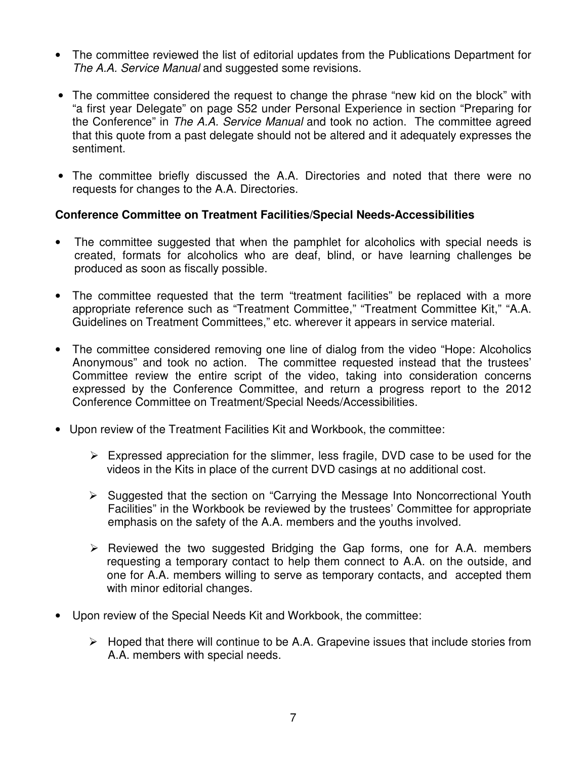- The committee reviewed the list of editorial updates from the Publications Department for *The A.A. Service Manual* and suggested some revisions.

- The committee considered the request to change the phrase "new kid on the block" with "a first year Delegate" on page S52 under Personal Experience in section "Preparing for the Conference" in *The A.A. Service Manual* and took no action. The committee agreed that this quote from a past delegate should not be altered and it adequately expresses the sentiment.

- The committee briefly discussed the A.A. Directories and noted that there were no requests for changes to the A.A. Directories.

**Conference Committee on Treatment Facilities/Special Needs-Accessibilities**

- The committee suggested that when the pamphlet for alcoholics with special needs is created, formats for alcoholics who are deaf, blind, or have learning challenges be produced as soon as fiscally possible.

- The committee requested that the term "treatment facilities" be replaced with a more appropriate reference such as "Treatment Committee," "Treatment Committee Kit," "A.A. Guidelines on Treatment Committees," etc. wherever it appears in service material.

- The committee considered removing one line of dialog from the video "Hope: Alcoholics Anonymous" and took no action. The committee requested instead that the trustees' Committee review the entire script of the video, taking into consideration concerns expressed by the Conference Committee, and return a progress report to the 2012 Conference Committee on Treatment/Special Needs/Accessibilities.

- Upon review of the Treatment Facilities Kit and Workbook, the committee:

  - Expressed appreciation for the slimmer, less fragile, DVD case to be used for the videos in the Kits in place of the current DVD casings at no additional cost.

  - Suggested that the section on "Carrying the Message Into Noncorrectional Youth Facilities" in the Workbook be reviewed by the trustees' Committee for appropriate emphasis on the safety of the A.A. members and the youths involved.

  - Reviewed the two suggested Bridging the Gap forms, one for A.A. members requesting a temporary contact to help them connect to A.A. on the outside, and one for A.A. members willing to serve as temporary contacts, and accepted them with minor editorial changes.

- Upon review of the Special Needs Kit and Workbook, the committee:

  - Hoped that there will continue to be A.A. Grapevine issues that include stories from A.A. members with special needs.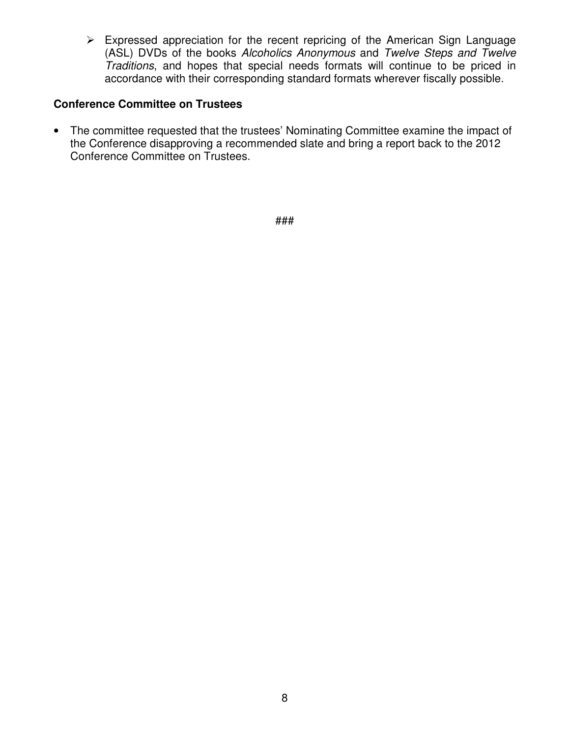- Expressed appreciation for the recent repricing of the American Sign Language (ASL) DVDs of the books *Alcoholics Anonymous* and *Twelve Steps and Twelve Traditions*, and hopes that special needs formats will continue to be priced in accordance with their corresponding standard formats wherever fiscally possible.

**Conference Committee on Trustees**

- The committee requested that the trustees' Nominating Committee examine the impact of the Conference disapproving a recommended slate and bring a report back to the 2012 Conference Committee on Trustees.

###